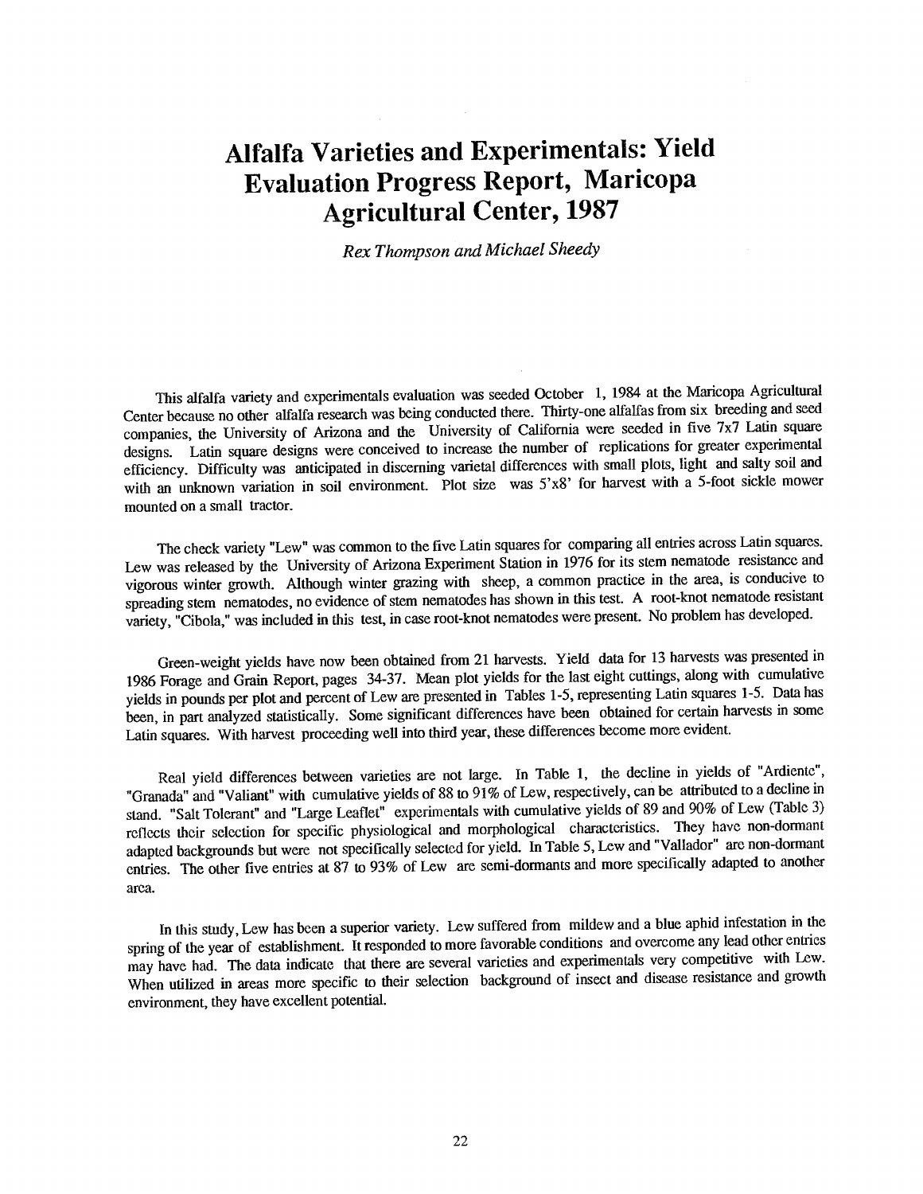# Alfalfa Varieties and Experimentals: Yield Evaluation Progress Report, Maricopa Agricultural Center, 1987

*Rex Thompson and Michael Sheedy*

This alfalfa variety and experimentals evaluation was seeded October 1, 1984 at the Maricopa Agricultural Center because no other alfalfa research was being conducted there. Thirty-one alfalfas from six breeding and seed companies, the University of Arizona and the University of California were seeded in five 7x7 Latin square designs. Latin square designs were conceived to increase the number of replications for greater experimental efficiency. Difficulty was anticipated in discerning varietal differences with small plots, light and salty soil and with an unknown variation in soil environment. Plot size was 5'x8' for harvest with a 5-foot sickle mower mounted on a small tractor.

The check variety "Lew" was common to the five Latin squares for comparing all entries across Latin squares. Lew was released by the University of Arizona Experiment Station in 1976 for its stem nematode resistance and vigorous winter growth. Although winter grazing with sheep, a common practice in the area, is conducive to spreading stem nematodes, no evidence of stem nematodes has shown in this test. A root-knot nematode resistant variety, "Cibola," was included in this test, in case root-knot nematodes were present. No problem has developed.

Green-weight yields have now been obtained from 21 harvests. Yield data for 13 harvests was presented in 1986 Forage and Grain Report, pages 34-37. Mean plot yields for the last eight cuttings, along with cumulative yields in pounds per plot and percent of Lew are presented in Tables 1-5, representing Latin squares 1-5. Data has been, in part analyzed statistically. Some significant differences have been obtained for certain harvests in some Latin squares. With harvest proceeding well into third year, these differences become more evident.

Real yield differences between varieties are not large. In Table 1, the decline in yields of "Ardiente", "Granada" and "Valiant" with cumulative yields of 88 to 91% of Lew, respectively, can be attributed to a decline in stand. "Salt Tolerant" and "Large Leaflet" experimentals with cumulative yields of 89 and 90% of Lew (Table 3) reflects their selection for specific physiological and morphological characteristics. They have non-dormant adapted backgrounds but were not specifically selected for yield. In Table 5, Lew and "Vallador" are non-dormant entries. The other five entries at 87 to 93% of Lew are semi-dormants and more specifically adapted to another area.

In this study, Lew has been a superior variety. Lew suffered from mildew and a blue aphid infestation in the spring of the year of establishment. It responded to more favorable conditions and overcome any lead other entries may have had. The data indicate that there are several varieties and experimentals very competitive with Lew. When utilized in areas more specific to their selection background of insect and disease resistance and growth environment, they have excellent potential.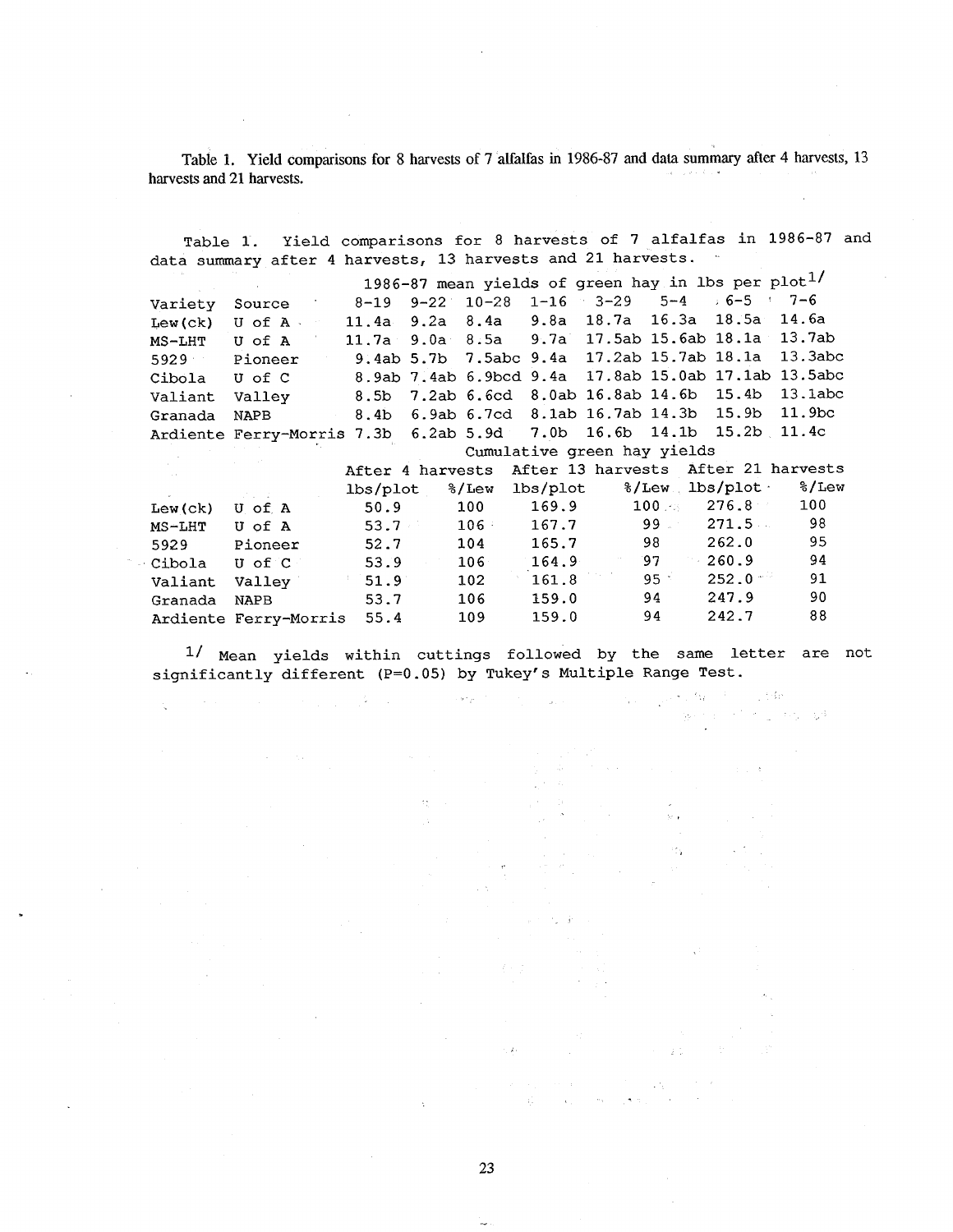Table 1. Yield comparisons for 8 harvests of 7 alfalfas in 1986-87 and data summary after 4 harvests, 13 harvests and 21 harvests.

Table 1. Yield comparisons for 8 harvests of 7 alfalfas in 1986-87 and data summary after 4 harvests, 13 harvests and 21 harvests.

| | | 1986-87 mean yields of green hay in lbs per plot[1/] | | | | | | | |
|---|---|---|---|---|---|---|---|---|---|
| Variety | Source | 8-19 | 9-22 | 10-28 | 1-16 | 3-29 | 5-4 | 6-5 | 7-6 |
| Lew(ck) | U of A | 11.4a | 9.2a | 8.4a | 9.8a | 18.7a | 16.3a | 18.5a | 14.6a |
| MS-LHT | U of A | 11.7a | 9.0a | 8.5a | 9.7a | 17.5ab | 15.6ab | 18.1a | 13.7ab |
| 5929 | Pioneer | 9.4ab | 5.7b | 7.5abc | 9.4a | 17.2ab | 15.7ab | 18.1a | 13.3abc |
| Cibola | U of C | 8.9ab | 7.4ab | 6.9bcd | 9.4a | 17.8ab | 15.0ab | 17.1ab | 13.5abc |
| Valiant | Valley | 8.5b | 7.2ab | 6.6cd | 8.0ab | 16.8ab | 14.6b | 15.4b | 13.1abc |
| Granada | NAPB | 8.4b | 6.9ab | 6.7cd | 8.1ab | 16.7ab | 14.3b | 15.9b | 11.9bc |
| Ardiente | Ferry-Morris | 7.3b | 6.2ab | 5.9d | 7.0b | 16.6b | 14.1b | 15.2b | 11.4c |

| | | Cumulative green hay yields | | | | | |
|---|---|---|---|---|---|---|---|
| | | After 4 harvests | | After 13 harvests | | After 21 harvests | |
| | | lbs/plot | %/Lew | lbs/plot | %/Lew | lbs/plot | %/Lew |
| Lew(ck) | U of A | 50.9 | 100 | 169.9 | 100 | 276.8 | 100 |
| MS-LHT | U of A | 53.7 | 106 | 167.7 | 99 | 271.5 | 98 |
| 5929 | Pioneer | 52.7 | 104 | 165.7 | 98 | 262.0 | 95 |
| Cibola | U of C | 53.9 | 106 | 164.9 | 97 | 260.9 | 94 |
| Valiant | Valley | 51.9 | 102 | 161.8 | 95 | 252.0 | 91 |
| Granada | NAPB | 53.7 | 106 | 159.0 | 94 | 247.9 | 90 |
| Ardiente | Ferry-Morris | 55.4 | 109 | 159.0 | 94 | 242.7 | 88 |

[1/] Mean yields within cuttings followed by the same letter are not significantly different (P=0.05) by Tukey's Multiple Range Test.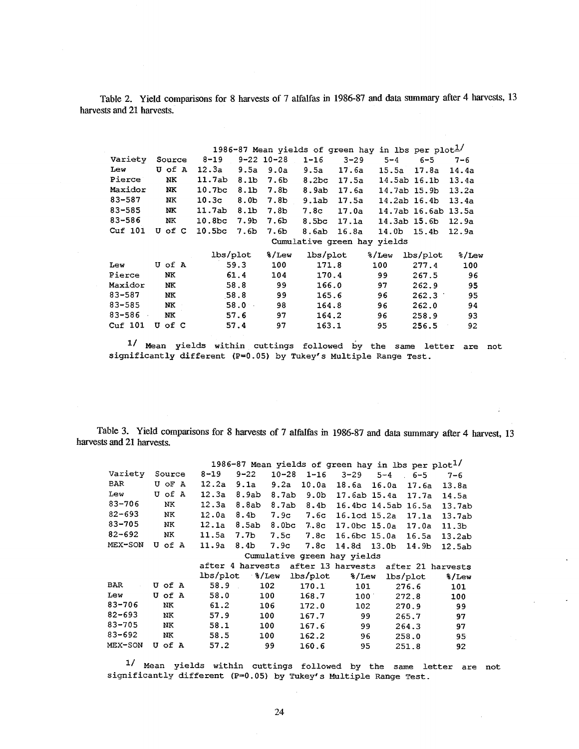Table 2. Yield comparisons for 8 harvests of 7 alfalfas in 1986-87 and data summary after 4 harvests, 13 harvests and 21 harvests.

| Variety | Source | 8-19 | 9-22 | 10-28 | 1-16 | 3-29 | 5-4 | 6-5 | 7-6 |
|---|---|---|---|---|---|---|---|---|---|
| | | 1986-87 Mean yields of green hay in lbs per plot[1/] | | | | | | | |
| Lew | U of A | 12.3a | 9.5a | 9.0a | 9.5a | 17.6a | 15.5a | 17.8a | 14.4a |
| Pierce | NK | 11.7ab | 8.1b | 7.6b | 8.2bc | 17.5a | 14.5ab | 16.1b | 13.4a |
| Maxidor | NK | 10.7bc | 8.1b | 7.8b | 8.9ab | 17.6a | 14.7ab | 15.9b | 13.2a |
| 83-587 | NK | 10.3c | 8.0b | 7.8b | 9.1ab | 17.5a | 14.2ab | 16.4b | 13.4a |
| 83-585 | NK | 11.7ab | 8.1b | 7.8b | 7.8c | 17.0a | 14.7ab | 16.6ab | 13.5a |
| 83-586 | NK | 10.8bc | 7.9b | 7.6b | 8.5bc | 17.1a | 14.3ab | 15.6b | 12.9a |
| Cuf 101 | U of C | 10.5bc | 7.6b | 7.6b | 8.6ab | 16.8a | 14.0b | 15.4b | 12.9a |

| Variety | Source | Cumulative green hay yields | | | | | |
|---|---|---|---|---|---|---|---|
| | | lbs/plot | %/Lew | lbs/plot | %/Lew | lbs/plot | %/Lew |
| Lew | U of A | 59.3 | 100 | 171.8 | 100 | 277.4 | 100 |
| Pierce | NK | 61.4 | 104 | 170.4 | 99 | 267.5 | 96 |
| Maxidor | NK | 58.8 | 99 | 166.0 | 97 | 262.9 | 95 |
| 83-587 | NK | 58.8 | 99 | 165.6 | 96 | 262.3 | 95 |
| 83-585 | NK | 58.0 | 98 | 164.8 | 96 | 262.0 | 94 |
| 83-586 | NK | 57.6 | 97 | 164.2 | 96 | 258.9 | 93 |
| Cuf 101 | U of C | 57.4 | 97 | 163.1 | 95 | 256.5 | 92 |

[1/] Mean yields within cuttings followed by the same letter are not significantly different (P=0.05) by Tukey's Multiple Range Test.

Table 3. Yield comparisons for 8 harvests of 7 alfalfas in 1986-87 and data summary after 4 harvest, 13 harvests and 21 harvests.

| Variety | Source | 8-19 | 9-22 | 10-28 | 1-16 | 3-29 | 5-4 | 6-5 | 7-6 |
|---|---|---|---|---|---|---|---|---|---|
| | | 1986-87 Mean yields of green hay in lbs per plot[1/] | | | | | | | |
| BAR | U oF A | 12.2a | 9.1a | 9.2a | 10.0a | 18.6a | 16.0a | 17.6a | 13.8a |
| Lew | U of A | 12.3a | 8.9ab | 8.7ab | 9.0b | 17.6ab | 15.4a | 17.7a | 14.5a |
| 83-706 | NK | 12.3a | 8.8ab | 8.7ab | 8.4b | 16.4bc | 14.5ab | 16.5a | 13.7ab |
| 82-693 | NK | 12.0a | 8.4b | 7.9c | 7.6c | 16.1cd | 15.2a | 17.1a | 13.7ab |
| 83-705 | NK | 12.1a | 8.5ab | 8.0bc | 7.8c | 17.0bc | 15.0a | 17.0a | 11.3b |
| 82-692 | NK | 11.5a | 7.7b | 7.5c | 7.8c | 16.6bc | 15.0a | 16.5a | 13.2ab |
| MEX-SON | U of A | 11.9a | 8.4b | 7.9c | 7.8c | 14.8d | 13.0b | 14.9b | 12.5ab |

| Variety | Source | Cumulative green hay yields | | | | | |
|---|---|---|---|---|---|---|---|
| | | after 4 harvests | | after 13 harvests | | after 21 harvests | |
| | | lbs/plot | %/Lew | lbs/plot | %/Lew | lbs/plot | %/Lew |
| BAR | U of A | 58.9 | 102 | 170.1 | 101 | 276.6 | 101 |
| Lew | U of A | 58.0 | 100 | 168.7 | 100 | 272.8 | 100 |
| 83-706 | NK | 61.2 | 106 | 172.0 | 102 | 270.9 | 99 |
| 82-693 | NK | 57.9 | 100 | 167.7 | 99 | 265.7 | 97 |
| 83-705 | NK | 58.1 | 100 | 167.6 | 99 | 264.3 | 97 |
| 83-692 | NK | 58.5 | 100 | 162.2 | 96 | 258.0 | 95 |
| MEX-SON | U of A | 57.2 | 99 | 160.6 | 95 | 251.8 | 92 |

[1/] Mean yields within cuttings followed by the same letter are not significantly different (P=0.05) by Tukey's Multiple Range Test.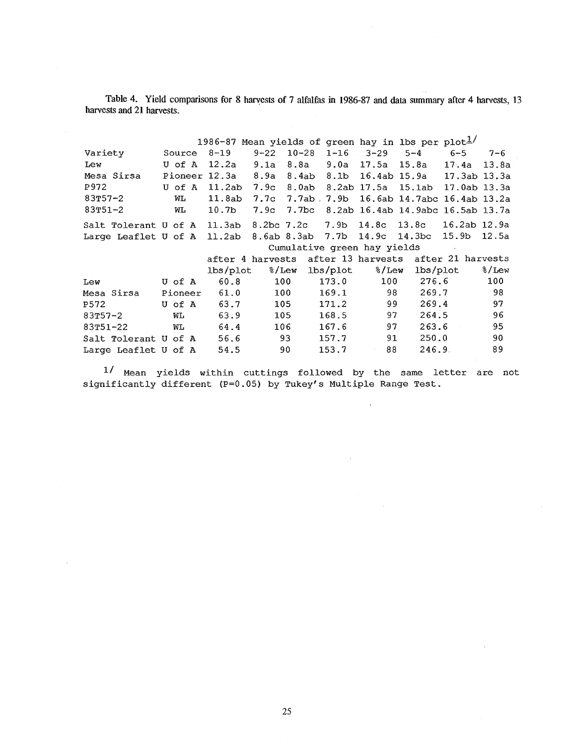Table 4. Yield comparisons for 8 harvests of 7 alfalfas in 1986-87 and data summary after 4 harvests, 13 harvests and 21 harvests.

| | | 1986-87 Mean yields of green hay in lbs per plot[1/] | | | | | | | |
|---|---|---|---|---|---|---|---|---|---|
| Variety | Source | 8-19 | 9-22 | 10-28 | 1-16 | 3-29 | 5-4 | 6-5 | 7-6 |
| Lew | U of A | 12.2a | 9.1a | 8.8a | 9.0a | 17.5a | 15.8a | 17.4a | 13.8a |
| Mesa Sirsa | Pioneer | 12.3a | 8.9a | 8.4ab | 8.1b | 16.4ab | 15.9a | 17.3ab | 13.3a |
| P972 | U of A | 11.2ab | 7.9c | 8.0ab | 8.2ab | 17.5a | 15.1ab | 17.0ab | 13.3a |
| 83T57-2 | WL | 11.8ab | 7.7c | 7.7ab | 7.9b | 16.6ab | 14.7abc | 16.4ab | 13.2a |
| 83T51-2 | WL | 10.7b | 7.9c | 7.7bc | 8.2ab | 16.4ab | 14.9abc | 16.5ab | 13.7a |
| Salt Tolerant | U of A | 11.3ab | 8.2bc | 7.2c | 7.9b | 14.8c | 13.8c | 16.2ab | 12.9a |
| Large Leaflet | U of A | 11.2ab | 8.6ab | 8.3ab | 7.7b | 14.9c | 14.3bc | 15.9b | 12.5a |

| | | Cumulative green hay yields | | | | | |
|---|---|---|---|---|---|---|---|
| | | after 4 harvests | | after 13 harvests | | after 21 harvests | |
| | | lbs/plot | %/Lew | lbs/plot | %/Lew | lbs/plot | %/Lew |
| Lew | U of A | 60.8 | 100 | 173.0 | 100 | 276.6 | 100 |
| Mesa Sirsa | Pioneer | 61.0 | 100 | 169.1 | 98 | 269.7 | 98 |
| P572 | U of A | 63.7 | 105 | 171.2 | 99 | 269.4 | 97 |
| 83T57-2 | WL | 63.9 | 105 | 168.5 | 97 | 264.5 | 96 |
| 83T51-22 | WL | 64.4 | 106 | 167.6 | 97 | 263.6 | 95 |
| Salt Tolerant | U of A | 56.6 | 93 | 157.7 | 91 | 250.0 | 90 |
| Large Leaflet | U of A | 54.5 | 90 | 153.7 | 88 | 246.9 | 89 |

[1/] Mean yields within cuttings followed by the same letter are not significantly different (P=0.05) by Tukey's Multiple Range Test.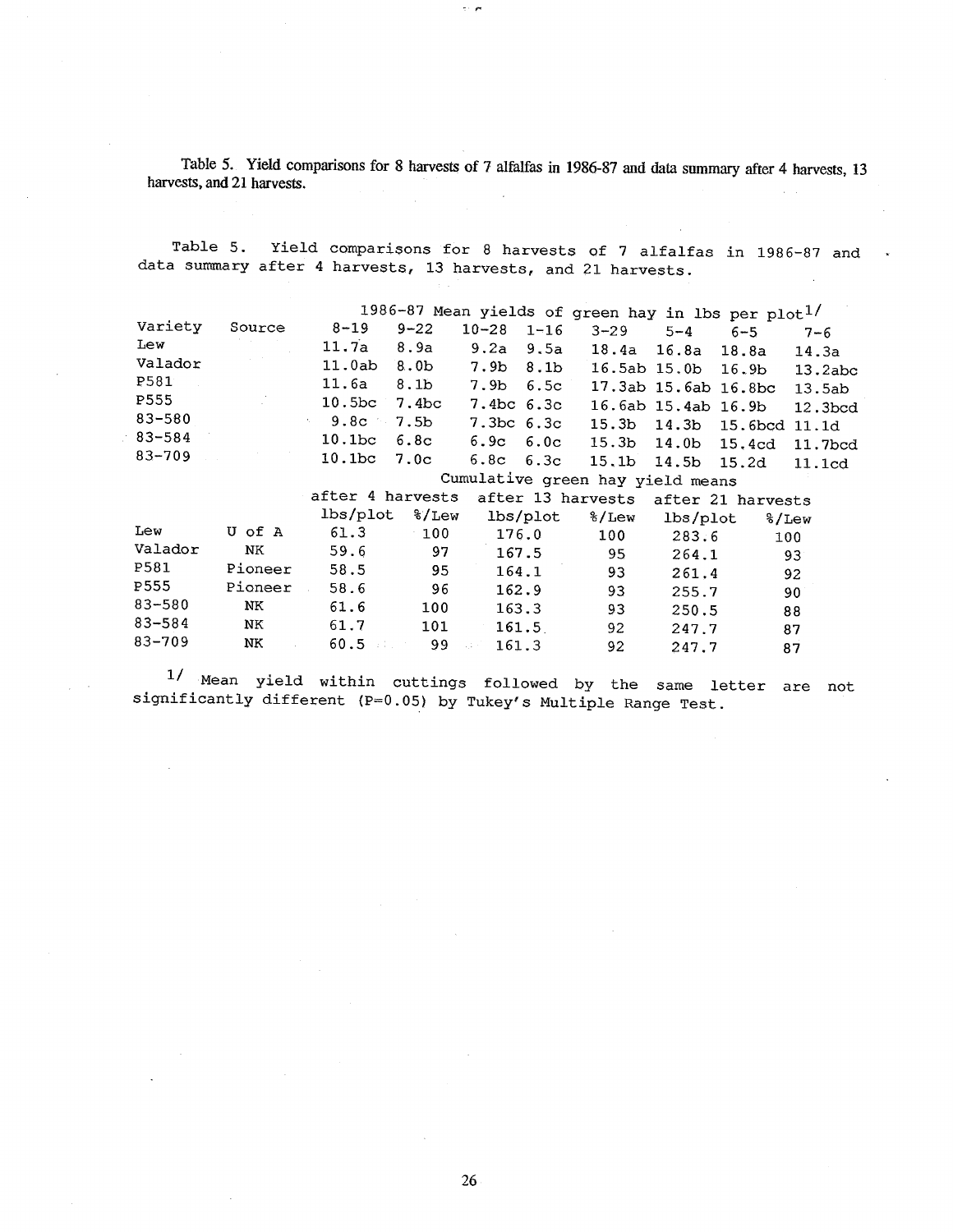Table 5. Yield comparisons for 8 harvests of 7 alfalfas in 1986-87 and data summary after 4 harvests, 13 harvests, and 21 harvests.

Table 5. Yield comparisons for 8 harvests of 7 alfalfas in 1986-87 and data summary after 4 harvests, 13 harvests, and 21 harvests.

| | | 1986-87 Mean yields of green hay in lbs per plot[1/] | | | | | | | |
|---|---|---|---|---|---|---|---|---|---|
| Variety | Source | 8-19 | 9-22 | 10-28 | 1-16 | 3-29 | 5-4 | 6-5 | 7-6 |
| Lew | | 11.7a | 8.9a | 9.2a | 9.5a | 18.4a | 16.8a | 18.8a | 14.3a |
| Valador | | 11.0ab | 8.0b | 7.9b | 8.1b | 16.5ab | 15.0b | 16.9b | 13.2abc |
| P581 | | 11.6a | 8.1b | 7.9b | 6.5c | 17.3ab | 15.6ab | 16.8bc | 13.5ab |
| P555 | | 10.5bc | 7.4bc | 7.4bc | 6.3c | 16.6ab | 15.4ab | 16.9b | 12.3bcd |
| 83-580 | | 9.8c | 7.5b | 7.3bc | 6.3c | 15.3b | 14.3b | 15.6bcd | 11.1d |
| 83-584 | | 10.1bc | 6.8c | 6.9c | 6.0c | 15.3b | 14.0b | 15.4cd | 11.7bcd |
| 83-709 | | 10.1bc | 7.0c | 6.8c | 6.3c | 15.1b | 14.5b | 15.2d | 11.1cd |

| | | Cumulative green hay yield means | | | | | |
|---|---|---|---|---|---|---|---|
| | | after 4 harvests | | after 13 harvests | | after 21 harvests | |
| | | lbs/plot | %/Lew | lbs/plot | %/Lew | lbs/plot | %/Lew |
| Lew | U of A | 61.3 | 100 | 176.0 | 100 | 283.6 | 100 |
| Valador | NK | 59.6 | 97 | 167.5 | 95 | 264.1 | 93 |
| P581 | Pioneer | 58.5 | 95 | 164.1 | 93 | 261.4 | 92 |
| P555 | Pioneer | 58.6 | 96 | 162.9 | 93 | 255.7 | 90 |
| 83-580 | NK | 61.6 | 100 | 163.3 | 93 | 250.5 | 88 |
| 83-584 | NK | 61.7 | 101 | 161.5 | 92 | 247.7 | 87 |
| 83-709 | NK | 60.5 | 99 | 161.3 | 92 | 247.7 | 87 |

[1/] Mean yield within cuttings followed by the same letter are not significantly different (P=0.05) by Tukey's Multiple Range Test.